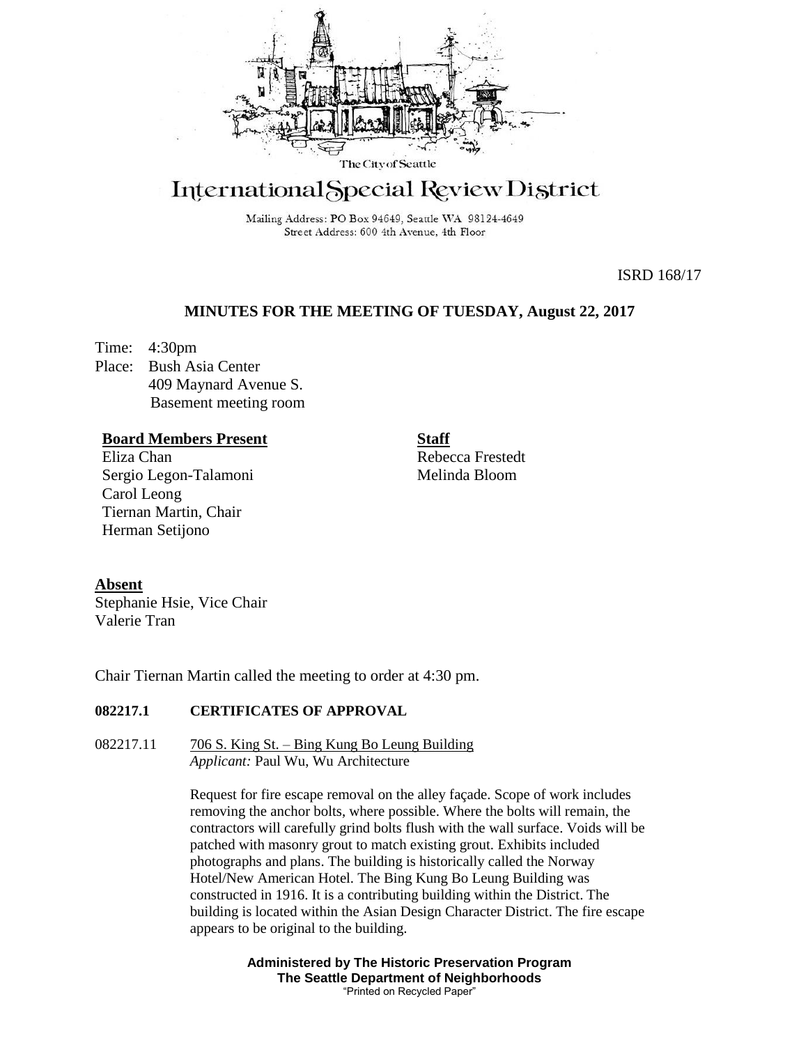The City of Seattle

# International Special Review District

Mailing Address: PO Box 94649, Seattle WA 98124-4649
Street Address: 600 4th Avenue, 4th Floor

ISRD 168/17

## MINUTES FOR THE MEETING OF TUESDAY, August 22, 2017

Time: 4:30pm
Place: Bush Asia Center
409 Maynard Avenue S.
Basement meeting room

**Board Members Present**
Eliza Chan
Sergio Legon-Talamoni
Carol Leong
Tiernan Martin, Chair
Herman Setijono

**Staff**
Rebecca Frestedt
Melinda Bloom

**Absent**
Stephanie Hsie, Vice Chair
Valerie Tran

Chair Tiernan Martin called the meeting to order at 4:30 pm.

### 082217.1 CERTIFICATES OF APPROVAL

082217.11 706 S. King St. – Bing Kung Bo Leung Building
*Applicant:* Paul Wu, Wu Architecture

Request for fire escape removal on the alley façade. Scope of work includes removing the anchor bolts, where possible. Where the bolts will remain, the contractors will carefully grind bolts flush with the wall surface. Voids will be patched with masonry grout to match existing grout. Exhibits included photographs and plans. The building is historically called the Norway Hotel/New American Hotel. The Bing Kung Bo Leung Building was constructed in 1916. It is a contributing building within the District. The building is located within the Asian Design Character District. The fire escape appears to be original to the building.

**Administered by The Historic Preservation Program**
**The Seattle Department of Neighborhoods**
"Printed on Recycled Paper"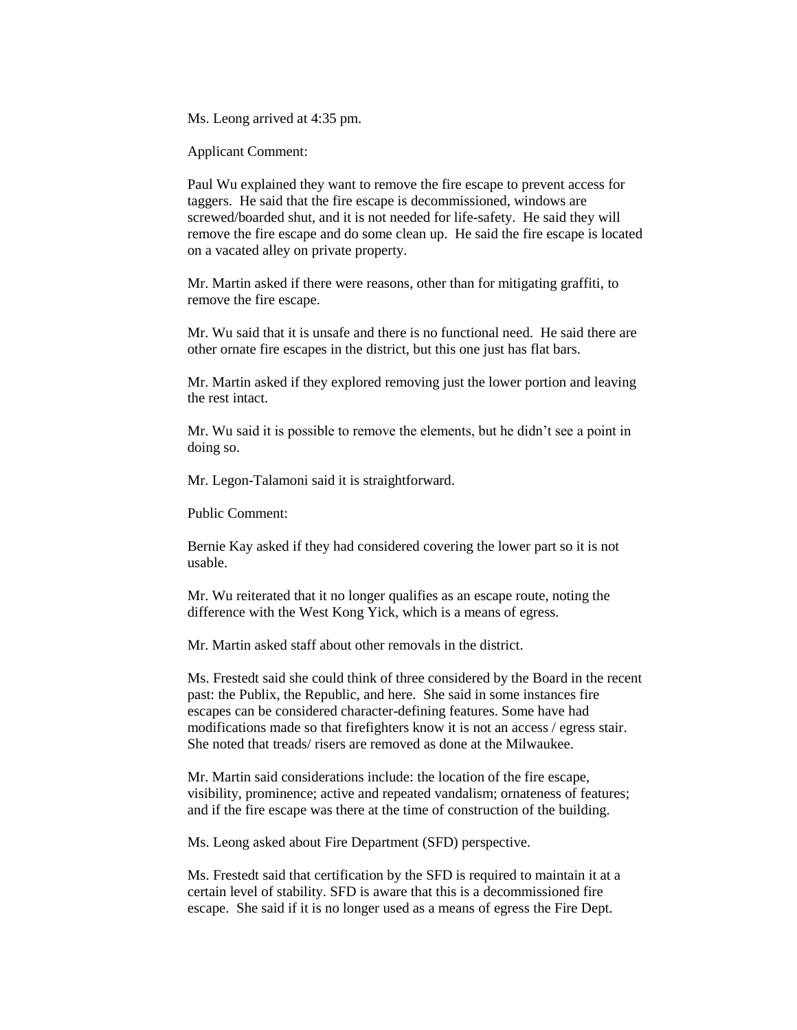Ms. Leong arrived at 4:35 pm.

Applicant Comment:

Paul Wu explained they want to remove the fire escape to prevent access for taggers. He said that the fire escape is decommissioned, windows are screwed/boarded shut, and it is not needed for life-safety. He said they will remove the fire escape and do some clean up. He said the fire escape is located on a vacated alley on private property.

Mr. Martin asked if there were reasons, other than for mitigating graffiti, to remove the fire escape.

Mr. Wu said that it is unsafe and there is no functional need. He said there are other ornate fire escapes in the district, but this one just has flat bars.

Mr. Martin asked if they explored removing just the lower portion and leaving the rest intact.

Mr. Wu said it is possible to remove the elements, but he didn't see a point in doing so.

Mr. Legon-Talamoni said it is straightforward.

Public Comment:

Bernie Kay asked if they had considered covering the lower part so it is not usable.

Mr. Wu reiterated that it no longer qualifies as an escape route, noting the difference with the West Kong Yick, which is a means of egress.

Mr. Martin asked staff about other removals in the district.

Ms. Frestedt said she could think of three considered by the Board in the recent past: the Publix, the Republic, and here. She said in some instances fire escapes can be considered character-defining features. Some have had modifications made so that firefighters know it is not an access / egress stair. She noted that treads/ risers are removed as done at the Milwaukee.

Mr. Martin said considerations include: the location of the fire escape, visibility, prominence; active and repeated vandalism; ornateness of features; and if the fire escape was there at the time of construction of the building.

Ms. Leong asked about Fire Department (SFD) perspective.

Ms. Frestedt said that certification by the SFD is required to maintain it at a certain level of stability. SFD is aware that this is a decommissioned fire escape. She said if it is no longer used as a means of egress the Fire Dept.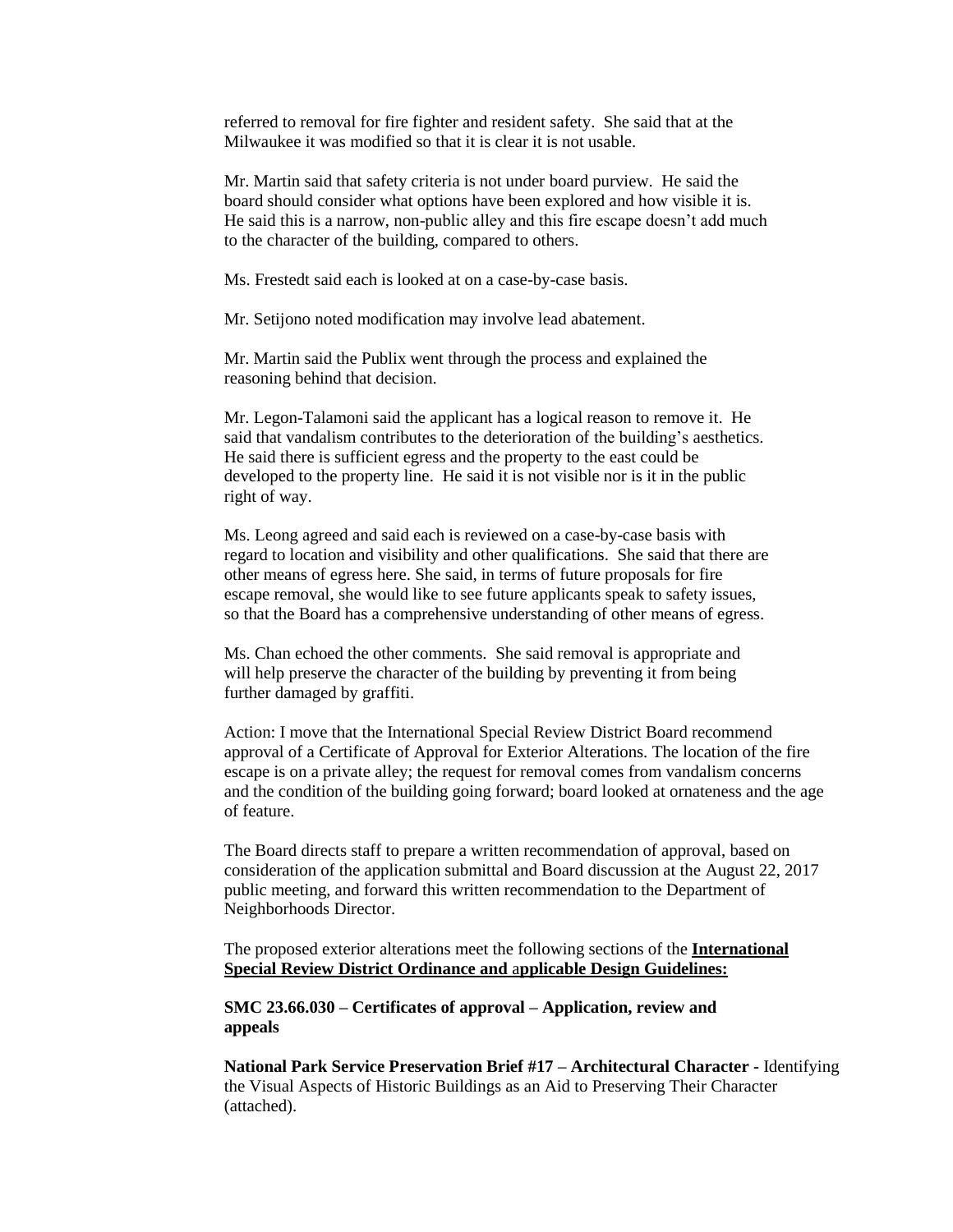referred to removal for fire fighter and resident safety. She said that at the Milwaukee it was modified so that it is clear it is not usable.

Mr. Martin said that safety criteria is not under board purview. He said the board should consider what options have been explored and how visible it is. He said this is a narrow, non-public alley and this fire escape doesn't add much to the character of the building, compared to others.

Ms. Frestedt said each is looked at on a case-by-case basis.

Mr. Setijono noted modification may involve lead abatement.

Mr. Martin said the Publix went through the process and explained the reasoning behind that decision.

Mr. Legon-Talamoni said the applicant has a logical reason to remove it. He said that vandalism contributes to the deterioration of the building's aesthetics. He said there is sufficient egress and the property to the east could be developed to the property line. He said it is not visible nor is it in the public right of way.

Ms. Leong agreed and said each is reviewed on a case-by-case basis with regard to location and visibility and other qualifications. She said that there are other means of egress here. She said, in terms of future proposals for fire escape removal, she would like to see future applicants speak to safety issues, so that the Board has a comprehensive understanding of other means of egress.

Ms. Chan echoed the other comments. She said removal is appropriate and will help preserve the character of the building by preventing it from being further damaged by graffiti.

Action: I move that the International Special Review District Board recommend approval of a Certificate of Approval for Exterior Alterations. The location of the fire escape is on a private alley; the request for removal comes from vandalism concerns and the condition of the building going forward; board looked at ornateness and the age of feature.

The Board directs staff to prepare a written recommendation of approval, based on consideration of the application submittal and Board discussion at the August 22, 2017 public meeting, and forward this written recommendation to the Department of Neighborhoods Director.

The proposed exterior alterations meet the following sections of the **International Special Review District Ordinance and applicable Design Guidelines:**

**SMC 23.66.030 – Certificates of approval – Application, review and appeals**

**National Park Service Preservation Brief #17 – Architectural Character -** Identifying the Visual Aspects of Historic Buildings as an Aid to Preserving Their Character (attached).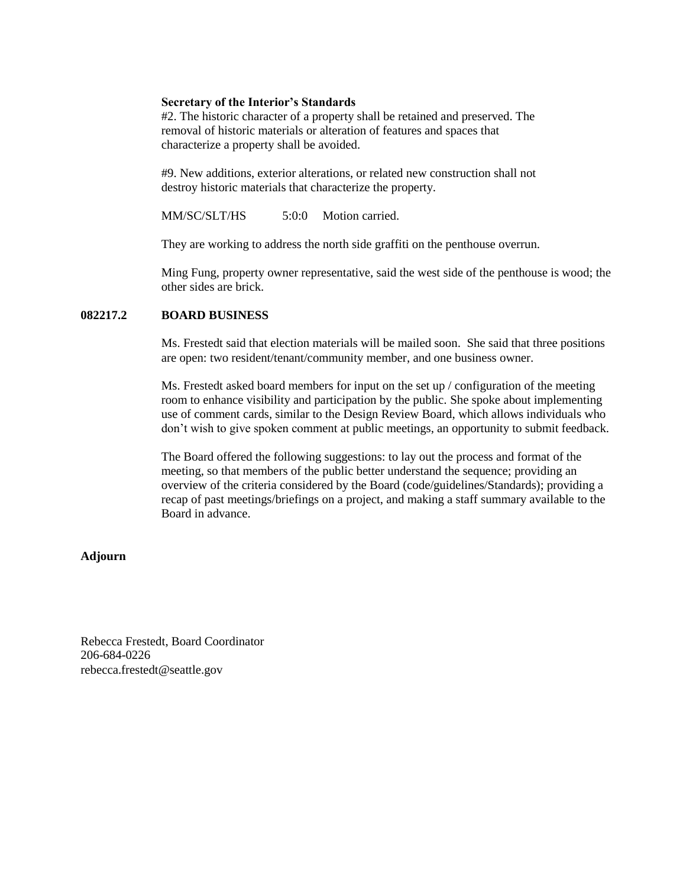**Secretary of the Interior's Standards**

#2. The historic character of a property shall be retained and preserved. The removal of historic materials or alteration of features and spaces that characterize a property shall be avoided.

#9. New additions, exterior alterations, or related new construction shall not destroy historic materials that characterize the property.

MM/SC/SLT/HS 5:0:0 Motion carried.

They are working to address the north side graffiti on the penthouse overrun.

Ming Fung, property owner representative, said the west side of the penthouse is wood; the other sides are brick.

**082217.2 BOARD BUSINESS**

Ms. Frestedt said that election materials will be mailed soon. She said that three positions are open: two resident/tenant/community member, and one business owner.

Ms. Frestedt asked board members for input on the set up / configuration of the meeting room to enhance visibility and participation by the public. She spoke about implementing use of comment cards, similar to the Design Review Board, which allows individuals who don't wish to give spoken comment at public meetings, an opportunity to submit feedback.

The Board offered the following suggestions: to lay out the process and format of the meeting, so that members of the public better understand the sequence; providing an overview of the criteria considered by the Board (code/guidelines/Standards); providing a recap of past meetings/briefings on a project, and making a staff summary available to the Board in advance.

**Adjourn**

Rebecca Frestedt, Board Coordinator
206-684-0226
rebecca.frestedt@seattle.gov